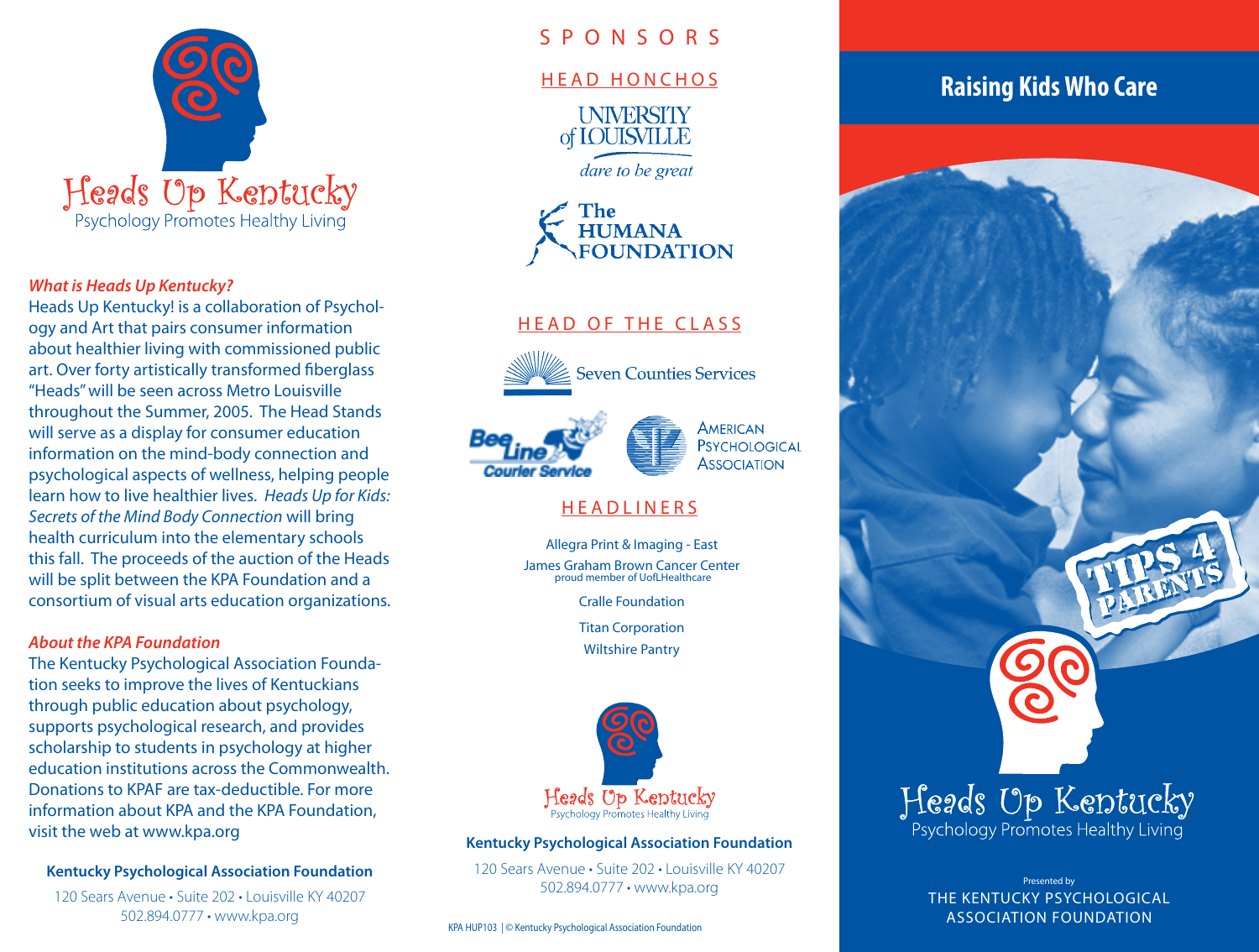# Heads Up Kentucky

Psychology Promotes Healthy Living

***What is Heads Up Kentucky?***

Heads Up Kentucky! is a collaboration of Psychology and Art that pairs consumer information about healthier living with commissioned public art. Over forty artistically transformed fiberglass "Heads" will be seen across Metro Louisville throughout the Summer, 2005. The Head Stands will serve as a display for consumer education information on the mind-body connection and psychological aspects of wellness, helping people learn how to live healthier lives. *Heads Up for Kids: Secrets of the Mind Body Connection* will bring health curriculum into the elementary schools this fall. The proceeds of the auction of the Heads will be split between the KPA Foundation and a consortium of visual arts education organizations.

***About the KPA Foundation***

The Kentucky Psychological Association Foundation seeks to improve the lives of Kentuckians through public education about psychology, supports psychological research, and provides scholarship to students in psychology at higher education institutions across the Commonwealth. Donations to KPAF are tax-deductible. For more information about KPA and the KPA Foundation, visit the web at www.kpa.org

**Kentucky Psychological Association Foundation**

120 Sears Avenue • Suite 202 • Louisville KY 40207
502.894.0777 • www.kpa.org

## SPONSORS

### HEAD HONCHOS

University of Louisville — dare to be great

The Humana Foundation

### HEAD OF THE CLASS

Seven Counties Services

Bee Line Courier Service

American Psychological Association

### HEADLINERS

Allegra Print & Imaging - East

James Graham Brown Cancer Center
proud member of UofLHealthcare

Cralle Foundation

Titan Corporation

Wiltshire Pantry

Heads Up Kentucky
Psychology Promotes Healthy Living

**Kentucky Psychological Association Foundation**

120 Sears Avenue • Suite 202 • Louisville KY 40207
502.894.0777 • www.kpa.org

KPA HUP103 | © Kentucky Psychological Association Foundation

# Raising Kids Who Care

TIPS 4 PARENTS

Heads Up Kentucky
Psychology Promotes Healthy Living

Presented by
THE KENTUCKY PSYCHOLOGICAL ASSOCIATION FOUNDATION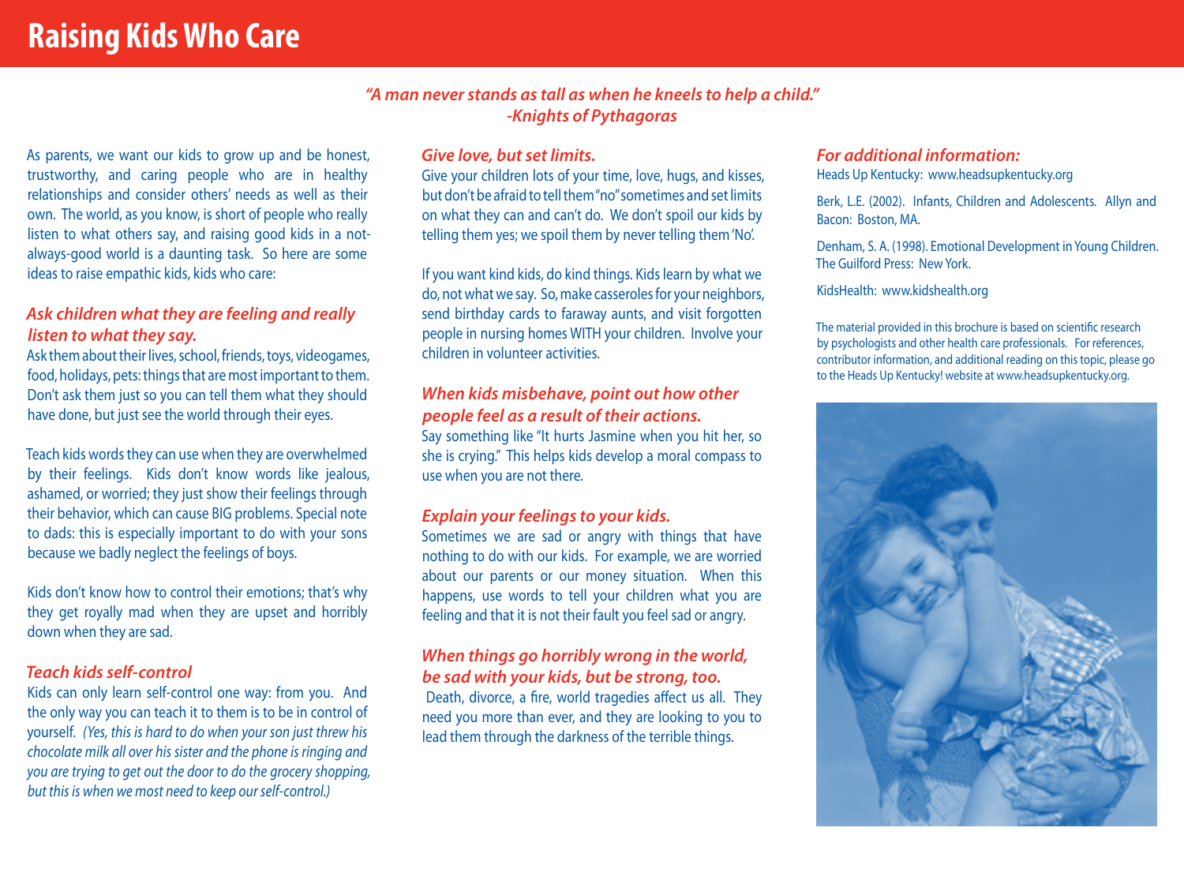# Raising Kids Who Care

*"A man never stands as tall as when he kneels to help a child."*
*-Knights of Pythagoras*

As parents, we want our kids to grow up and be honest, trustworthy, and caring people who are in healthy relationships and consider others' needs as well as their own. The world, as you know, is short of people who really listen to what others say, and raising good kids in a not-always-good world is a daunting task. So here are some ideas to raise empathic kids, kids who care:

### *Ask children what they are feeling and really listen to what they say.*

Ask them about their lives, school, friends, toys, videogames, food, holidays, pets: things that are most important to them. Don't ask them just so you can tell them what they should have done, but just see the world through their eyes.

Teach kids words they can use when they are overwhelmed by their feelings. Kids don't know words like jealous, ashamed, or worried; they just show their feelings through their behavior, which can cause BIG problems. Special note to dads: this is especially important to do with your sons because we badly neglect the feelings of boys.

Kids don't know how to control their emotions; that's why they get royally mad when they are upset and horribly down when they are sad.

### *Teach kids self-control*

Kids can only learn self-control one way: from you. And the only way you can teach it to them is to be in control of yourself. *(Yes, this is hard to do when your son just threw his chocolate milk all over his sister and the phone is ringing and you are trying to get out the door to do the grocery shopping, but this is when we most need to keep our self-control.)*

### *Give love, but set limits.*

Give your children lots of your time, love, hugs, and kisses, but don't be afraid to tell them "no" sometimes and set limits on what they can and can't do. We don't spoil our kids by telling them yes; we spoil them by never telling them 'No'.

If you want kind kids, do kind things. Kids learn by what we do, not what we say. So, make casseroles for your neighbors, send birthday cards to faraway aunts, and visit forgotten people in nursing homes WITH your children. Involve your children in volunteer activities.

### *When kids misbehave, point out how other people feel as a result of their actions.*

Say something like "It hurts Jasmine when you hit her, so she is crying." This helps kids develop a moral compass to use when you are not there.

### *Explain your feelings to your kids.*

Sometimes we are sad or angry with things that have nothing to do with our kids. For example, we are worried about our parents or our money situation. When this happens, use words to tell your children what you are feeling and that it is not their fault you feel sad or angry.

### *When things go horribly wrong in the world, be sad with your kids, but be strong, too.*

Death, divorce, a fire, world tragedies affect us all. They need you more than ever, and they are looking to you to lead them through the darkness of the terrible things.

### *For additional information:*

Heads Up Kentucky: www.headsupkentucky.org

Berk, L.E. (2002). Infants, Children and Adolescents. Allyn and Bacon: Boston, MA.

Denham, S. A. (1998). Emotional Development in Young Children. The Guilford Press: New York.

KidsHealth: www.kidshealth.org

The material provided in this brochure is based on scientific research by psychologists and other health care professionals. For references, contributor information, and additional reading on this topic, please go to the Heads Up Kentucky! website at www.headsupkentucky.org.